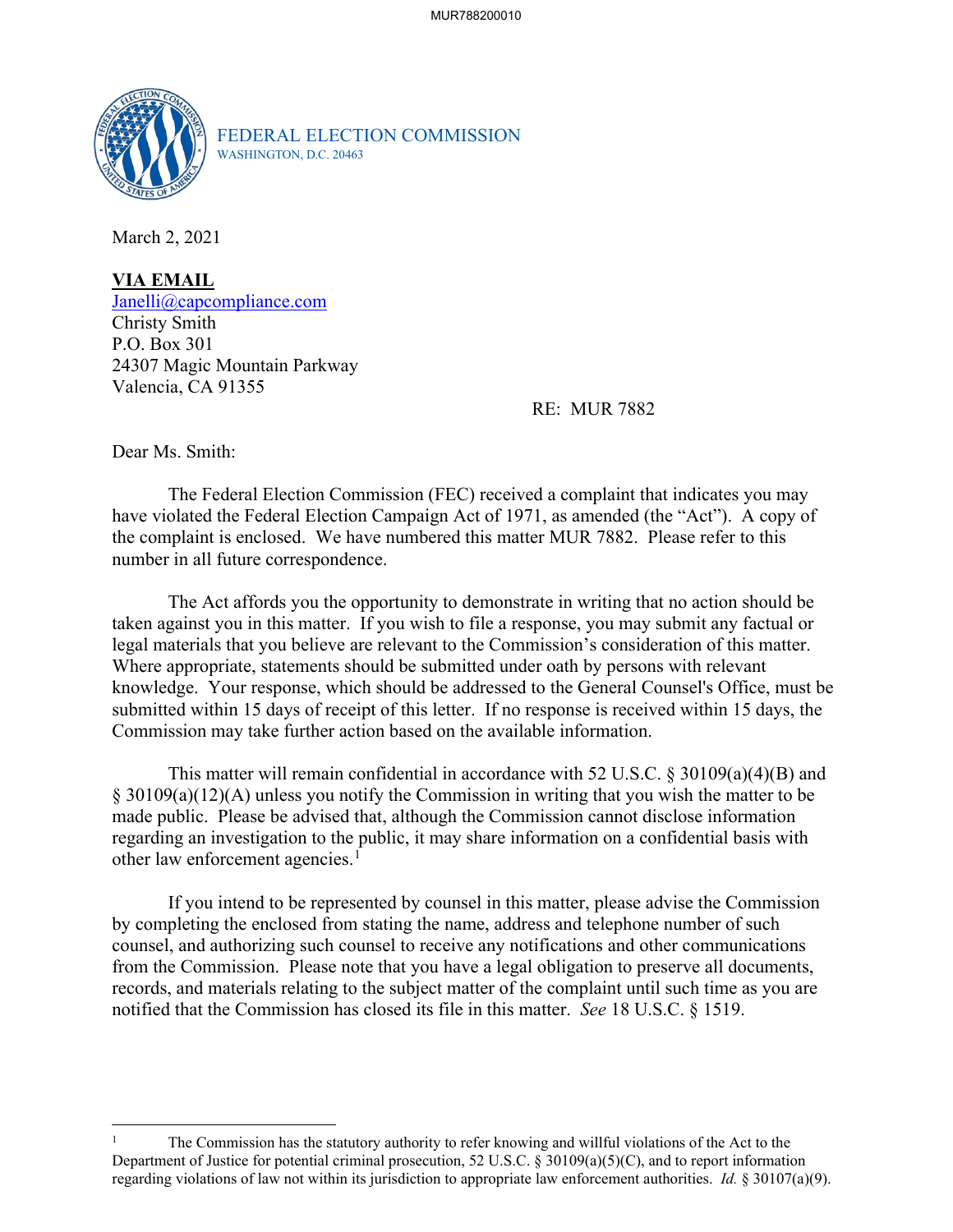FEDERAL ELECTION COMMISSION
WASHINGTON, D.C. 20463

March 2, 2021

**VIA EMAIL**
Janelli@capcompliance.com
Christy Smith
P.O. Box 301
24307 Magic Mountain Parkway
Valencia, CA 91355

RE: MUR 7882

Dear Ms. Smith:

The Federal Election Commission (FEC) received a complaint that indicates you may have violated the Federal Election Campaign Act of 1971, as amended (the "Act"). A copy of the complaint is enclosed. We have numbered this matter MUR 7882. Please refer to this number in all future correspondence.

The Act affords you the opportunity to demonstrate in writing that no action should be taken against you in this matter. If you wish to file a response, you may submit any factual or legal materials that you believe are relevant to the Commission's consideration of this matter. Where appropriate, statements should be submitted under oath by persons with relevant knowledge. Your response, which should be addressed to the General Counsel's Office, must be submitted within 15 days of receipt of this letter. If no response is received within 15 days, the Commission may take further action based on the available information.

This matter will remain confidential in accordance with 52 U.S.C. § 30109(a)(4)(B) and § 30109(a)(12)(A) unless you notify the Commission in writing that you wish the matter to be made public. Please be advised that, although the Commission cannot disclose information regarding an investigation to the public, it may share information on a confidential basis with other law enforcement agencies.[1]

If you intend to be represented by counsel in this matter, please advise the Commission by completing the enclosed from stating the name, address and telephone number of such counsel, and authorizing such counsel to receive any notifications and other communications from the Commission. Please note that you have a legal obligation to preserve all documents, records, and materials relating to the subject matter of the complaint until such time as you are notified that the Commission has closed its file in this matter. *See* 18 U.S.C. § 1519.

---

[1] The Commission has the statutory authority to refer knowing and willful violations of the Act to the Department of Justice for potential criminal prosecution, 52 U.S.C. § 30109(a)(5)(C), and to report information regarding violations of law not within its jurisdiction to appropriate law enforcement authorities. *Id.* § 30107(a)(9).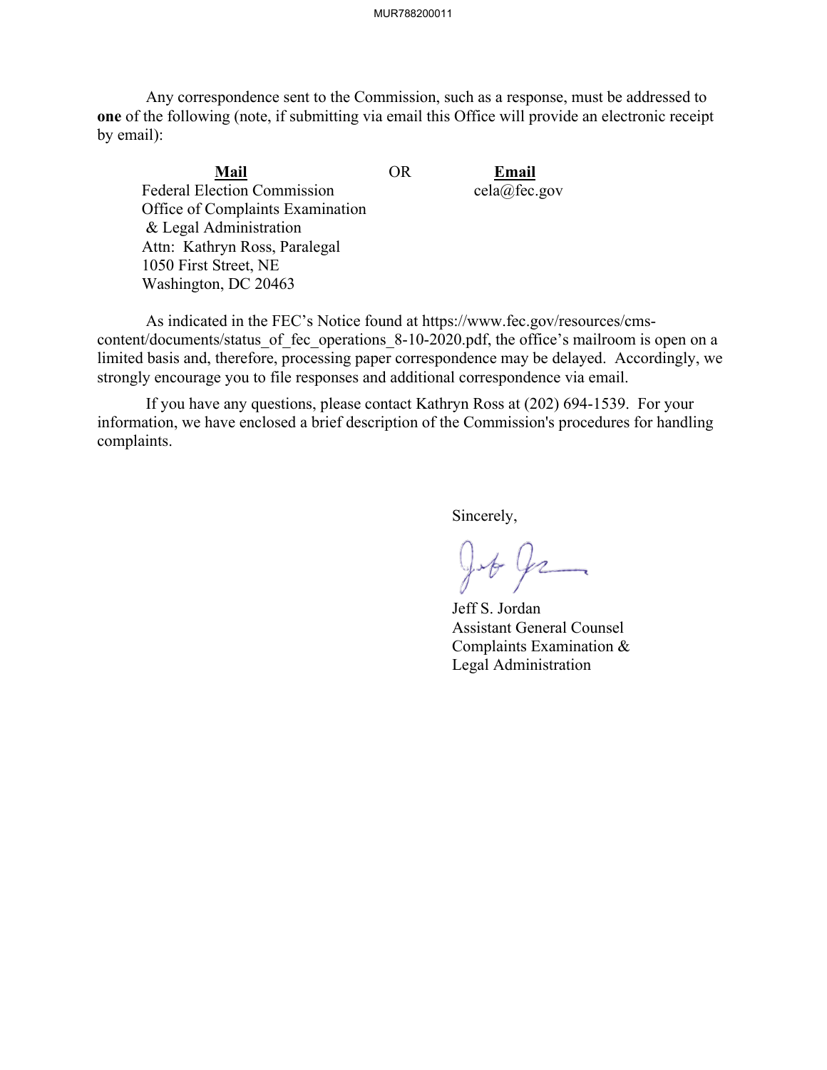Any correspondence sent to the Commission, such as a response, must be addressed to **one** of the following (note, if submitting via email this Office will provide an electronic receipt by email):

| **Mail** | OR | **Email** |
|---|---|---|
| Federal Election Commission<br>Office of Complaints Examination<br>& Legal Administration<br>Attn: Kathryn Ross, Paralegal<br>1050 First Street, NE<br>Washington, DC 20463 | | cela@fec.gov |

As indicated in the FEC's Notice found at https://www.fec.gov/resources/cms-content/documents/status_of_fec_operations_8-10-2020.pdf, the office's mailroom is open on a limited basis and, therefore, processing paper correspondence may be delayed. Accordingly, we strongly encourage you to file responses and additional correspondence via email.

If you have any questions, please contact Kathryn Ross at (202) 694-1539. For your information, we have enclosed a brief description of the Commission's procedures for handling complaints.

Sincerely,

Jeff S. Jordan
Assistant General Counsel
Complaints Examination &
Legal Administration